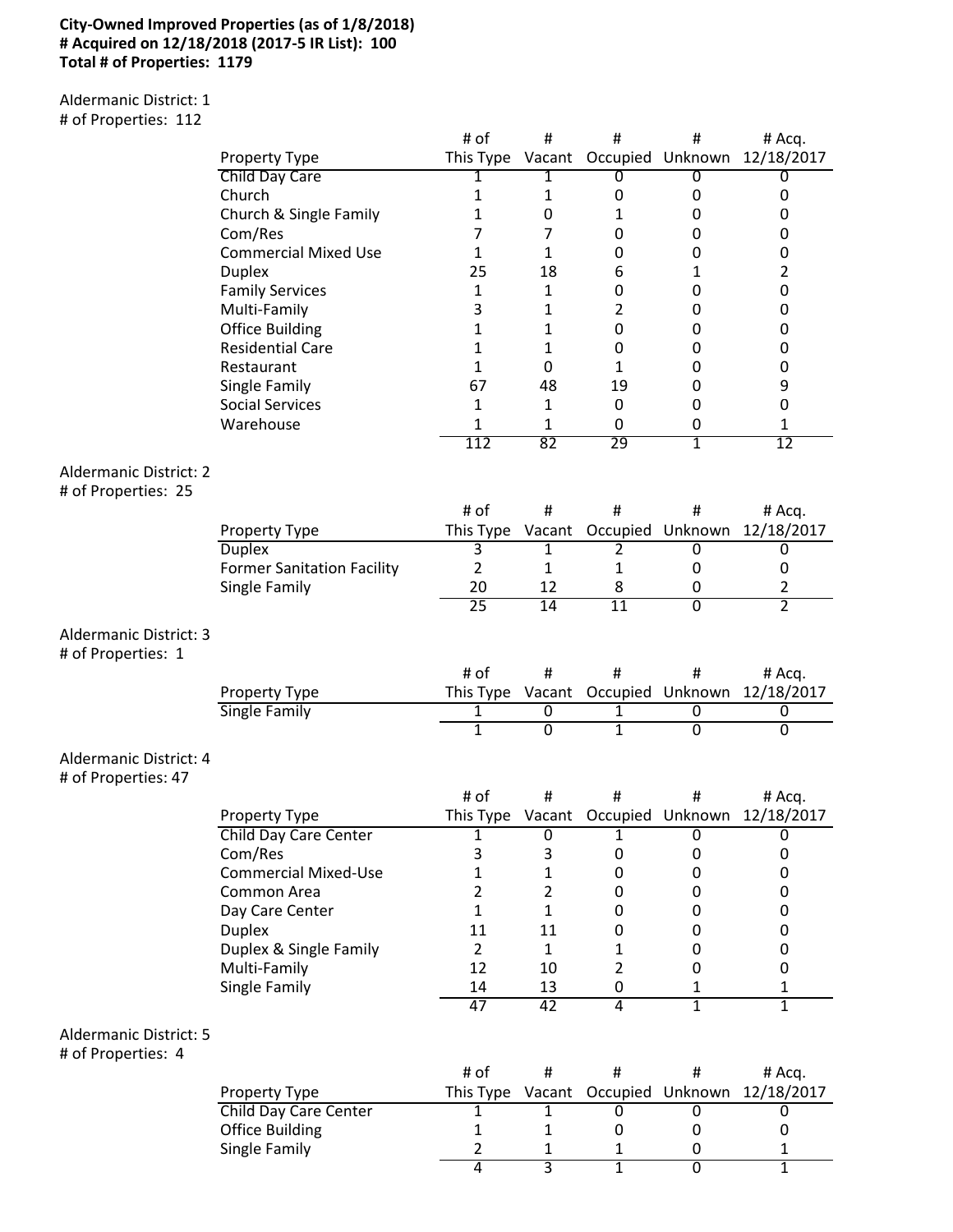**City-Owned Improved Properties (as of 1/8/2018)**
**# Acquired on 12/18/2018 (2017-5 IR List): 100**
**Total # of Properties: 1179**

Aldermanic District: 1
# of Properties: 112

| Property Type | # of This Type | # Vacant | # Occupied | # Unknown | # Acq. 12/18/2017 |
|---|---|---|---|---|---|
| Child Day Care | 1 | 1 | 0 | 0 | 0 |
| Church | 1 | 1 | 0 | 0 | 0 |
| Church & Single Family | 1 | 0 | 1 | 0 | 0 |
| Com/Res | 7 | 7 | 0 | 0 | 0 |
| Commercial Mixed Use | 1 | 1 | 0 | 0 | 0 |
| Duplex | 25 | 18 | 6 | 1 | 2 |
| Family Services | 1 | 1 | 0 | 0 | 0 |
| Multi-Family | 3 | 1 | 2 | 0 | 0 |
| Office Building | 1 | 1 | 0 | 0 | 0 |
| Residential Care | 1 | 1 | 0 | 0 | 0 |
| Restaurant | 1 | 0 | 1 | 0 | 0 |
| Single Family | 67 | 48 | 19 | 0 | 9 |
| Social Services | 1 | 1 | 0 | 0 | 0 |
| Warehouse | 1 | 1 | 0 | 0 | 1 |
| | 112 | 82 | 29 | 1 | 12 |

Aldermanic District: 2
# of Properties: 25

| Property Type | # of This Type | # Vacant | # Occupied | # Unknown | # Acq. 12/18/2017 |
|---|---|---|---|---|---|
| Duplex | 3 | 1 | 2 | 0 | 0 |
| Former Sanitation Facility | 2 | 1 | 1 | 0 | 0 |
| Single Family | 20 | 12 | 8 | 0 | 2 |
| | 25 | 14 | 11 | 0 | 2 |

Aldermanic District: 3
# of Properties: 1

| Property Type | # of This Type | # Vacant | # Occupied | # Unknown | # Acq. 12/18/2017 |
|---|---|---|---|---|---|
| Single Family | 1 | 0 | 1 | 0 | 0 |
| | 1 | 0 | 1 | 0 | 0 |

Aldermanic District: 4
# of Properties: 47

| Property Type | # of This Type | # Vacant | # Occupied | # Unknown | # Acq. 12/18/2017 |
|---|---|---|---|---|---|
| Child Day Care Center | 1 | 0 | 1 | 0 | 0 |
| Com/Res | 3 | 3 | 0 | 0 | 0 |
| Commercial Mixed-Use | 1 | 1 | 0 | 0 | 0 |
| Common Area | 2 | 2 | 0 | 0 | 0 |
| Day Care Center | 1 | 1 | 0 | 0 | 0 |
| Duplex | 11 | 11 | 0 | 0 | 0 |
| Duplex & Single Family | 2 | 1 | 1 | 0 | 0 |
| Multi-Family | 12 | 10 | 2 | 0 | 0 |
| Single Family | 14 | 13 | 0 | 1 | 1 |
| | 47 | 42 | 4 | 1 | 1 |

Aldermanic District: 5
# of Properties: 4

| Property Type | # of This Type | # Vacant | # Occupied | # Unknown | # Acq. 12/18/2017 |
|---|---|---|---|---|---|
| Child Day Care Center | 1 | 1 | 0 | 0 | 0 |
| Office Building | 1 | 1 | 0 | 0 | 0 |
| Single Family | 2 | 1 | 1 | 0 | 1 |
| | 4 | 3 | 1 | 0 | 1 |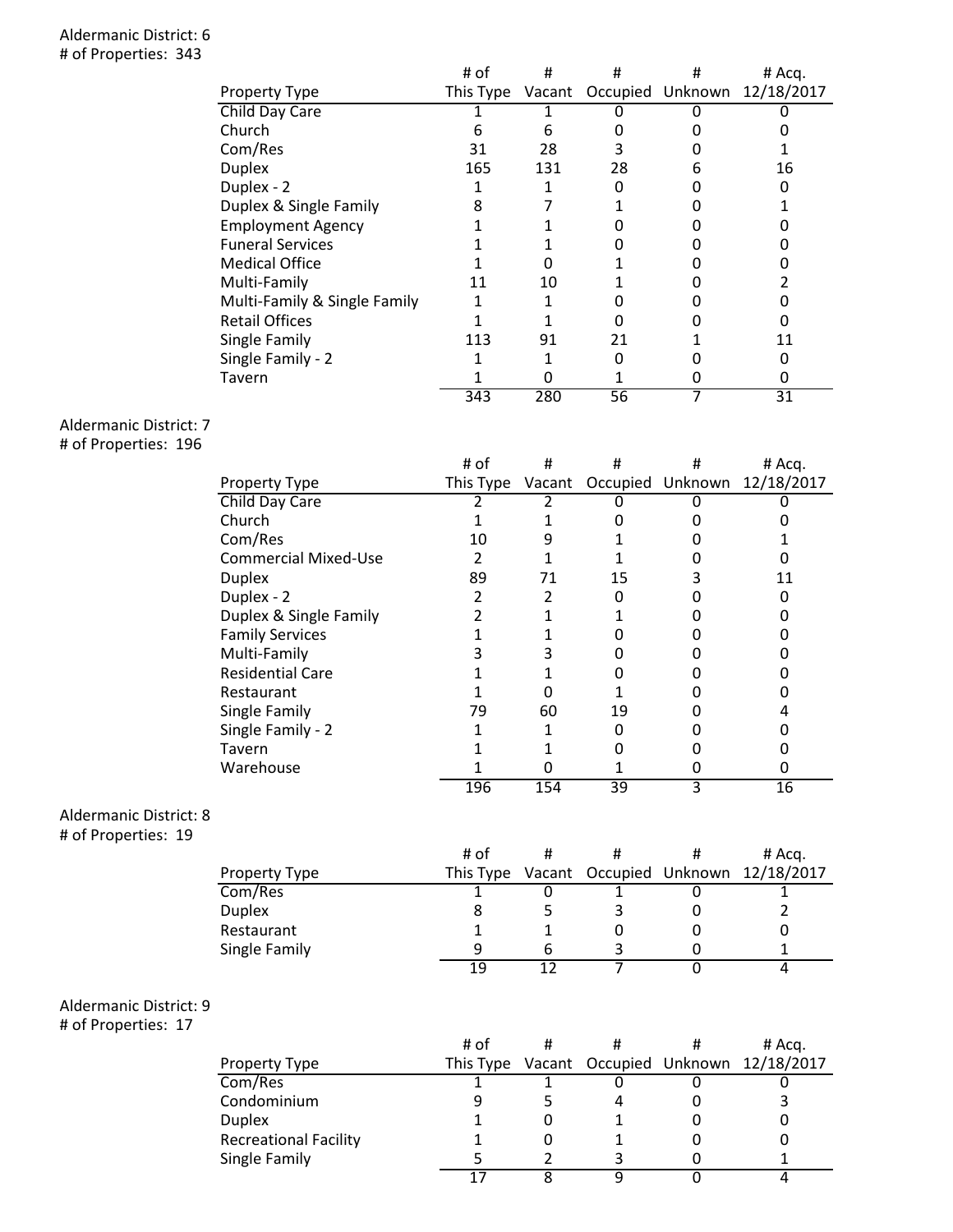Aldermanic District: 6
# of Properties: 343

| Property Type | # of This Type | # Vacant | # Occupied | # Unknown | # Acq. 12/18/2017 |
|---|---|---|---|---|---|
| Child Day Care | 1 | 1 | 0 | 0 | 0 |
| Church | 6 | 6 | 0 | 0 | 0 |
| Com/Res | 31 | 28 | 3 | 0 | 1 |
| Duplex | 165 | 131 | 28 | 6 | 16 |
| Duplex - 2 | 1 | 1 | 0 | 0 | 0 |
| Duplex & Single Family | 8 | 7 | 1 | 0 | 1 |
| Employment Agency | 1 | 1 | 0 | 0 | 0 |
| Funeral Services | 1 | 1 | 0 | 0 | 0 |
| Medical Office | 1 | 0 | 1 | 0 | 0 |
| Multi-Family | 11 | 10 | 1 | 0 | 2 |
| Multi-Family & Single Family | 1 | 1 | 0 | 0 | 0 |
| Retail Offices | 1 | 1 | 0 | 0 | 0 |
| Single Family | 113 | 91 | 21 | 1 | 11 |
| Single Family - 2 | 1 | 1 | 0 | 0 | 0 |
| Tavern | 1 | 0 | 1 | 0 | 0 |
| | 343 | 280 | 56 | 7 | 31 |

Aldermanic District: 7
# of Properties: 196

| Property Type | # of This Type | # Vacant | # Occupied | # Unknown | # Acq. 12/18/2017 |
|---|---|---|---|---|---|
| Child Day Care | 2 | 2 | 0 | 0 | 0 |
| Church | 1 | 1 | 0 | 0 | 0 |
| Com/Res | 10 | 9 | 1 | 0 | 1 |
| Commercial Mixed-Use | 2 | 1 | 1 | 0 | 0 |
| Duplex | 89 | 71 | 15 | 3 | 11 |
| Duplex - 2 | 2 | 2 | 0 | 0 | 0 |
| Duplex & Single Family | 2 | 1 | 1 | 0 | 0 |
| Family Services | 1 | 1 | 0 | 0 | 0 |
| Multi-Family | 3 | 3 | 0 | 0 | 0 |
| Residential Care | 1 | 1 | 0 | 0 | 0 |
| Restaurant | 1 | 0 | 1 | 0 | 0 |
| Single Family | 79 | 60 | 19 | 0 | 4 |
| Single Family - 2 | 1 | 1 | 0 | 0 | 0 |
| Tavern | 1 | 1 | 0 | 0 | 0 |
| Warehouse | 1 | 0 | 1 | 0 | 0 |
| | 196 | 154 | 39 | 3 | 16 |

Aldermanic District: 8
# of Properties: 19

| Property Type | # of This Type | # Vacant | # Occupied | # Unknown | # Acq. 12/18/2017 |
|---|---|---|---|---|---|
| Com/Res | 1 | 0 | 1 | 0 | 1 |
| Duplex | 8 | 5 | 3 | 0 | 2 |
| Restaurant | 1 | 1 | 0 | 0 | 0 |
| Single Family | 9 | 6 | 3 | 0 | 1 |
| | 19 | 12 | 7 | 0 | 4 |

Aldermanic District: 9
# of Properties: 17

| Property Type | # of This Type | # Vacant | # Occupied | # Unknown | # Acq. 12/18/2017 |
|---|---|---|---|---|---|
| Com/Res | 1 | 1 | 0 | 0 | 0 |
| Condominium | 9 | 5 | 4 | 0 | 3 |
| Duplex | 1 | 0 | 1 | 0 | 0 |
| Recreational Facility | 1 | 0 | 1 | 0 | 0 |
| Single Family | 5 | 2 | 3 | 0 | 1 |
| | 17 | 8 | 9 | 0 | 4 |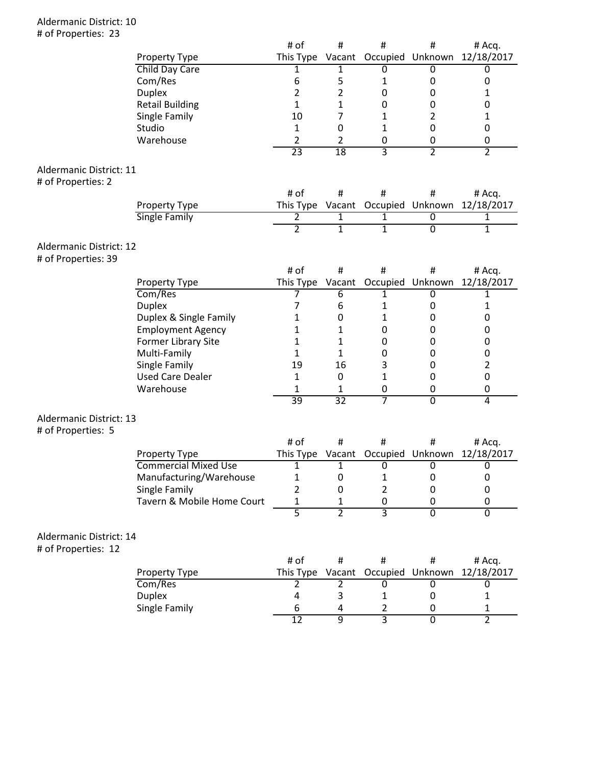Aldermanic District: 10
# of Properties: 23

| Property Type | # of This Type | # Vacant | # Occupied | # Unknown | # Acq. 12/18/2017 |
|---|---|---|---|---|---|
| Child Day Care | 1 | 1 | 0 | 0 | 0 |
| Com/Res | 6 | 5 | 1 | 0 | 0 |
| Duplex | 2 | 2 | 0 | 0 | 1 |
| Retail Building | 1 | 1 | 0 | 0 | 0 |
| Single Family | 10 | 7 | 1 | 2 | 1 |
| Studio | 1 | 0 | 1 | 0 | 0 |
| Warehouse | 2 | 2 | 0 | 0 | 0 |
| | 23 | 18 | 3 | 2 | 2 |

Aldermanic District: 11
# of Properties: 2

| Property Type | # of This Type | # Vacant | # Occupied | # Unknown | # Acq. 12/18/2017 |
|---|---|---|---|---|---|
| Single Family | 2 | 1 | 1 | 0 | 1 |
| | 2 | 1 | 1 | 0 | 1 |

Aldermanic District: 12
# of Properties: 39

| Property Type | # of This Type | # Vacant | # Occupied | # Unknown | # Acq. 12/18/2017 |
|---|---|---|---|---|---|
| Com/Res | 7 | 6 | 1 | 0 | 1 |
| Duplex | 7 | 6 | 1 | 0 | 1 |
| Duplex & Single Family | 1 | 0 | 1 | 0 | 0 |
| Employment Agency | 1 | 1 | 0 | 0 | 0 |
| Former Library Site | 1 | 1 | 0 | 0 | 0 |
| Multi-Family | 1 | 1 | 0 | 0 | 0 |
| Single Family | 19 | 16 | 3 | 0 | 2 |
| Used Care Dealer | 1 | 0 | 1 | 0 | 0 |
| Warehouse | 1 | 1 | 0 | 0 | 0 |
| | 39 | 32 | 7 | 0 | 4 |

Aldermanic District: 13
# of Properties: 5

| Property Type | # of This Type | # Vacant | # Occupied | # Unknown | # Acq. 12/18/2017 |
|---|---|---|---|---|---|
| Commercial Mixed Use | 1 | 1 | 0 | 0 | 0 |
| Manufacturing/Warehouse | 1 | 0 | 1 | 0 | 0 |
| Single Family | 2 | 0 | 2 | 0 | 0 |
| Tavern & Mobile Home Court | 1 | 1 | 0 | 0 | 0 |
| | 5 | 2 | 3 | 0 | 0 |

Aldermanic District: 14
# of Properties: 12

| Property Type | # of This Type | # Vacant | # Occupied | # Unknown | # Acq. 12/18/2017 |
|---|---|---|---|---|---|
| Com/Res | 2 | 2 | 0 | 0 | 0 |
| Duplex | 4 | 3 | 1 | 0 | 1 |
| Single Family | 6 | 4 | 2 | 0 | 1 |
| | 12 | 9 | 3 | 0 | 2 |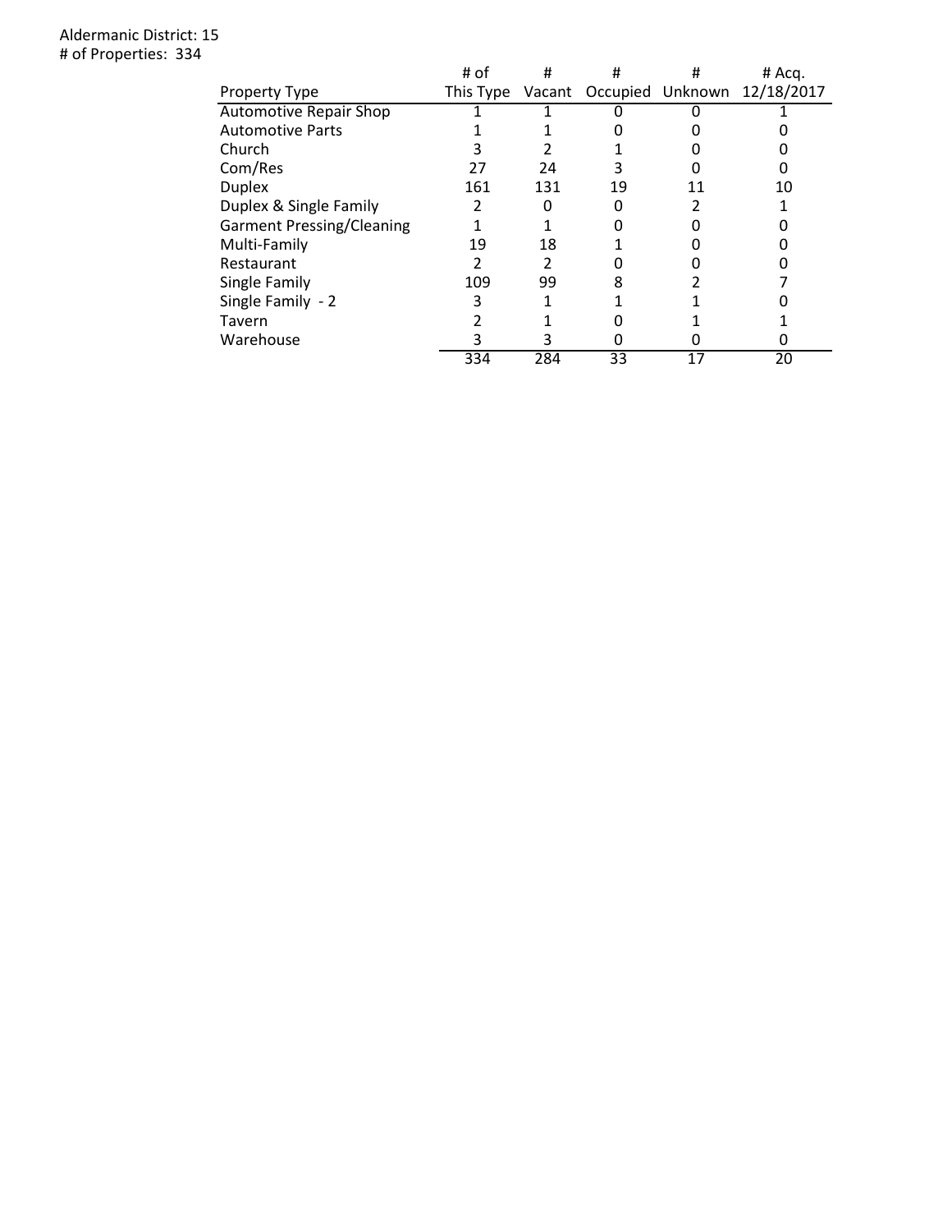Aldermanic District: 15
# of Properties: 334

| Property Type | # of This Type | # Vacant | # Occupied | # Unknown | # Acq. 12/18/2017 |
|---|---|---|---|---|---|
| Automotive Repair Shop | 1 | 1 | 0 | 0 | 1 |
| Automotive Parts | 1 | 1 | 0 | 0 | 0 |
| Church | 3 | 2 | 1 | 0 | 0 |
| Com/Res | 27 | 24 | 3 | 0 | 0 |
| Duplex | 161 | 131 | 19 | 11 | 10 |
| Duplex & Single Family | 2 | 0 | 0 | 2 | 1 |
| Garment Pressing/Cleaning | 1 | 1 | 0 | 0 | 0 |
| Multi-Family | 19 | 18 | 1 | 0 | 0 |
| Restaurant | 2 | 2 | 0 | 0 | 0 |
| Single Family | 109 | 99 | 8 | 2 | 7 |
| Single Family - 2 | 3 | 1 | 1 | 1 | 0 |
| Tavern | 2 | 1 | 0 | 1 | 1 |
| Warehouse | 3 | 3 | 0 | 0 | 0 |
| | 334 | 284 | 33 | 17 | 20 |